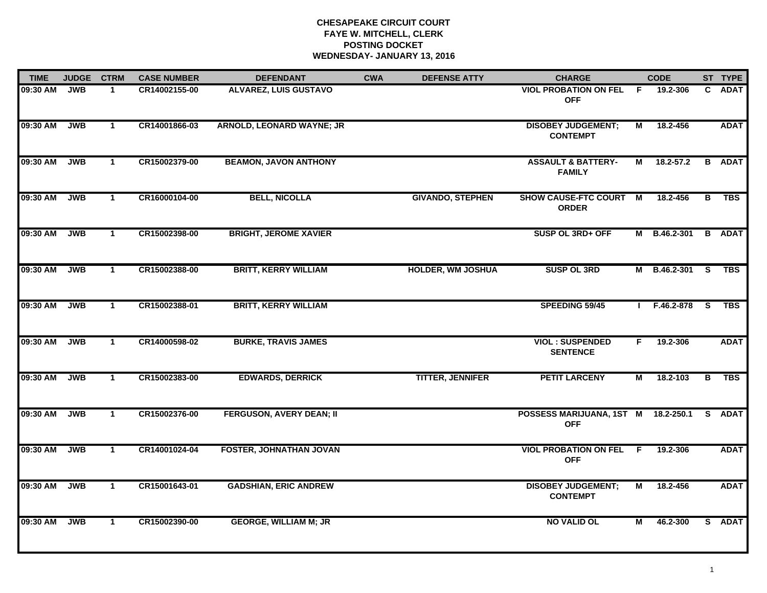**CHESAPEAKE CIRCUIT COURT**
**FAYE W. MITCHELL, CLERK**
**POSTING DOCKET**
**WEDNESDAY- JANUARY 13, 2016**

| TIME | JUDGE | CTRM | CASE NUMBER | DEFENDANT | CWA | DEFENSE ATTY | CHARGE | | CODE | ST | TYPE |
|---|---|---|---|---|---|---|---|---|---|---|---|
| 09:30 AM | JWB | 1 | CR14002155-00 | ALVAREZ, LUIS GUSTAVO | | | VIOL PROBATION ON FEL OFF | F | 19.2-306 | C | ADAT |
| 09:30 AM | JWB | 1 | CR14001866-03 | ARNOLD, LEONARD WAYNE; JR | | | DISOBEY JUDGEMENT; CONTEMPT | M | 18.2-456 | | ADAT |
| 09:30 AM | JWB | 1 | CR15002379-00 | BEAMON, JAVON ANTHONY | | | ASSAULT & BATTERY-FAMILY | M | 18.2-57.2 | B | ADAT |
| 09:30 AM | JWB | 1 | CR16000104-00 | BELL, NICOLLA | | GIVANDO, STEPHEN | SHOW CAUSE-FTC COURT ORDER | M | 18.2-456 | B | TBS |
| 09:30 AM | JWB | 1 | CR15002398-00 | BRIGHT, JEROME XAVIER | | | SUSP OL 3RD+ OFF | M | B.46.2-301 | B | ADAT |
| 09:30 AM | JWB | 1 | CR15002388-00 | BRITT, KERRY WILLIAM | | HOLDER, WM JOSHUA | SUSP OL 3RD | M | B.46.2-301 | S | TBS |
| 09:30 AM | JWB | 1 | CR15002388-01 | BRITT, KERRY WILLIAM | | | SPEEDING 59/45 | I | F.46.2-878 | S | TBS |
| 09:30 AM | JWB | 1 | CR14000598-02 | BURKE, TRAVIS JAMES | | | VIOL : SUSPENDED SENTENCE | F | 19.2-306 | | ADAT |
| 09:30 AM | JWB | 1 | CR15002383-00 | EDWARDS, DERRICK | | TITTER, JENNIFER | PETIT LARCENY | M | 18.2-103 | B | TBS |
| 09:30 AM | JWB | 1 | CR15002376-00 | FERGUSON, AVERY DEAN; II | | | POSSESS MARIJUANA, 1ST OFF | M | 18.2-250.1 | S | ADAT |
| 09:30 AM | JWB | 1 | CR14001024-04 | FOSTER, JOHNATHAN JOVAN | | | VIOL PROBATION ON FEL OFF | F | 19.2-306 | | ADAT |
| 09:30 AM | JWB | 1 | CR15001643-01 | GADSHIAN, ERIC ANDREW | | | DISOBEY JUDGEMENT; CONTEMPT | M | 18.2-456 | | ADAT |
| 09:30 AM | JWB | 1 | CR15002390-00 | GEORGE, WILLIAM M; JR | | | NO VALID OL | M | 46.2-300 | S | ADAT |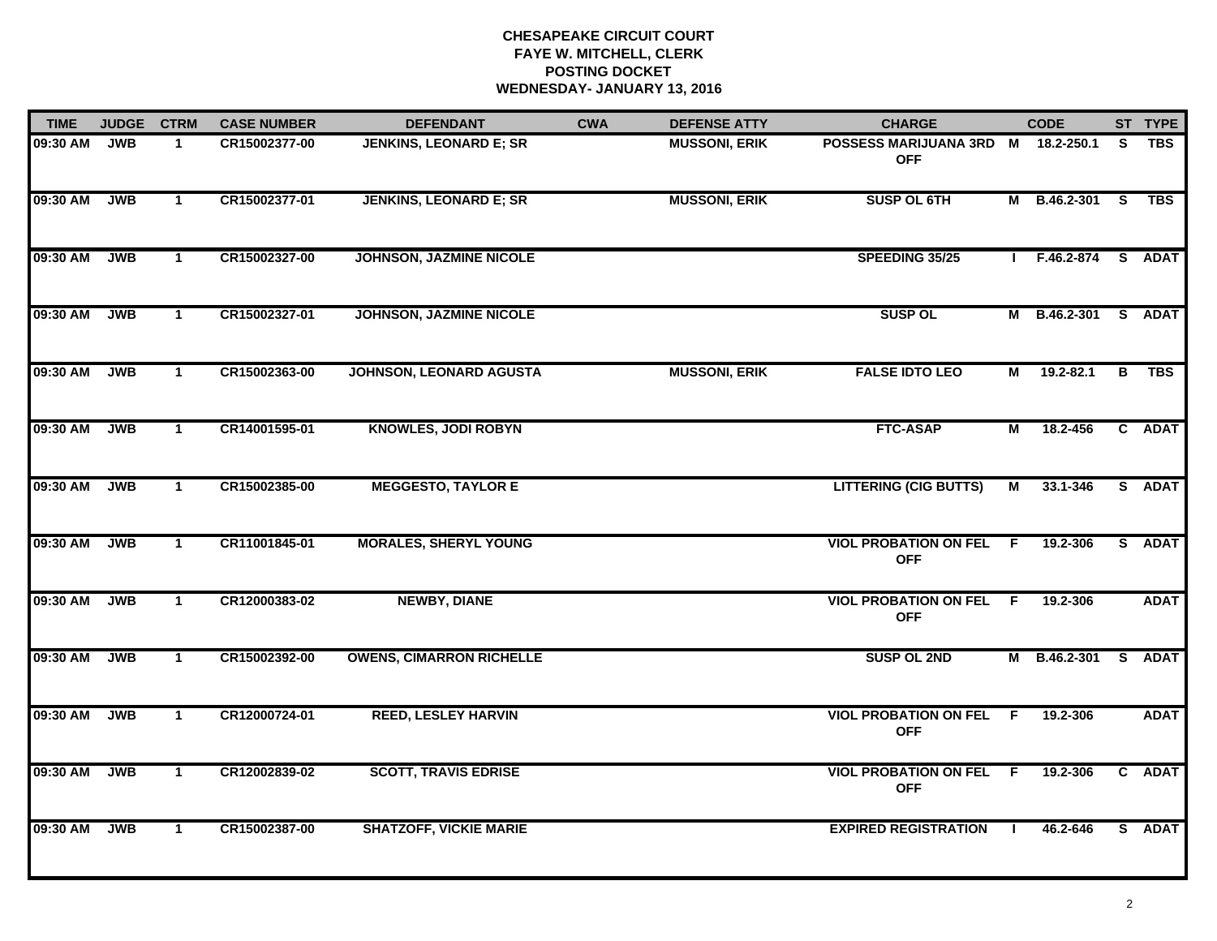**CHESAPEAKE CIRCUIT COURT**
**FAYE W. MITCHELL, CLERK**
**POSTING DOCKET**
**WEDNESDAY- JANUARY 13, 2016**

| TIME | JUDGE | CTRM | CASE NUMBER | DEFENDANT | CWA | DEFENSE ATTY | CHARGE | | CODE | ST | TYPE |
|---|---|---|---|---|---|---|---|---|---|---|---|
| 09:30 AM | JWB | 1 | CR15002377-00 | JENKINS, LEONARD E; SR | | MUSSONI, ERIK | POSSESS MARIJUANA 3RD OFF | M | 18.2-250.1 | S | TBS |
| 09:30 AM | JWB | 1 | CR15002377-01 | JENKINS, LEONARD E; SR | | MUSSONI, ERIK | SUSP OL 6TH | M | B.46.2-301 | S | TBS |
| 09:30 AM | JWB | 1 | CR15002327-00 | JOHNSON, JAZMINE NICOLE | | | SPEEDING 35/25 | I | F.46.2-874 | S | ADAT |
| 09:30 AM | JWB | 1 | CR15002327-01 | JOHNSON, JAZMINE NICOLE | | | SUSP OL | M | B.46.2-301 | S | ADAT |
| 09:30 AM | JWB | 1 | CR15002363-00 | JOHNSON, LEONARD AGUSTA | | MUSSONI, ERIK | FALSE IDTO LEO | M | 19.2-82.1 | B | TBS |
| 09:30 AM | JWB | 1 | CR14001595-01 | KNOWLES, JODI ROBYN | | | FTC-ASAP | M | 18.2-456 | C | ADAT |
| 09:30 AM | JWB | 1 | CR15002385-00 | MEGGESTO, TAYLOR E | | | LITTERING (CIG BUTTS) | M | 33.1-346 | S | ADAT |
| 09:30 AM | JWB | 1 | CR11001845-01 | MORALES, SHERYL YOUNG | | | VIOL PROBATION ON FEL OFF | F | 19.2-306 | S | ADAT |
| 09:30 AM | JWB | 1 | CR12000383-02 | NEWBY, DIANE | | | VIOL PROBATION ON FEL OFF | F | 19.2-306 | | ADAT |
| 09:30 AM | JWB | 1 | CR15002392-00 | OWENS, CIMARRON RICHELLE | | | SUSP OL 2ND | M | B.46.2-301 | S | ADAT |
| 09:30 AM | JWB | 1 | CR12000724-01 | REED, LESLEY HARVIN | | | VIOL PROBATION ON FEL OFF | F | 19.2-306 | | ADAT |
| 09:30 AM | JWB | 1 | CR12002839-02 | SCOTT, TRAVIS EDRISE | | | VIOL PROBATION ON FEL OFF | F | 19.2-306 | C | ADAT |
| 09:30 AM | JWB | 1 | CR15002387-00 | SHATZOFF, VICKIE MARIE | | | EXPIRED REGISTRATION | I | 46.2-646 | S | ADAT |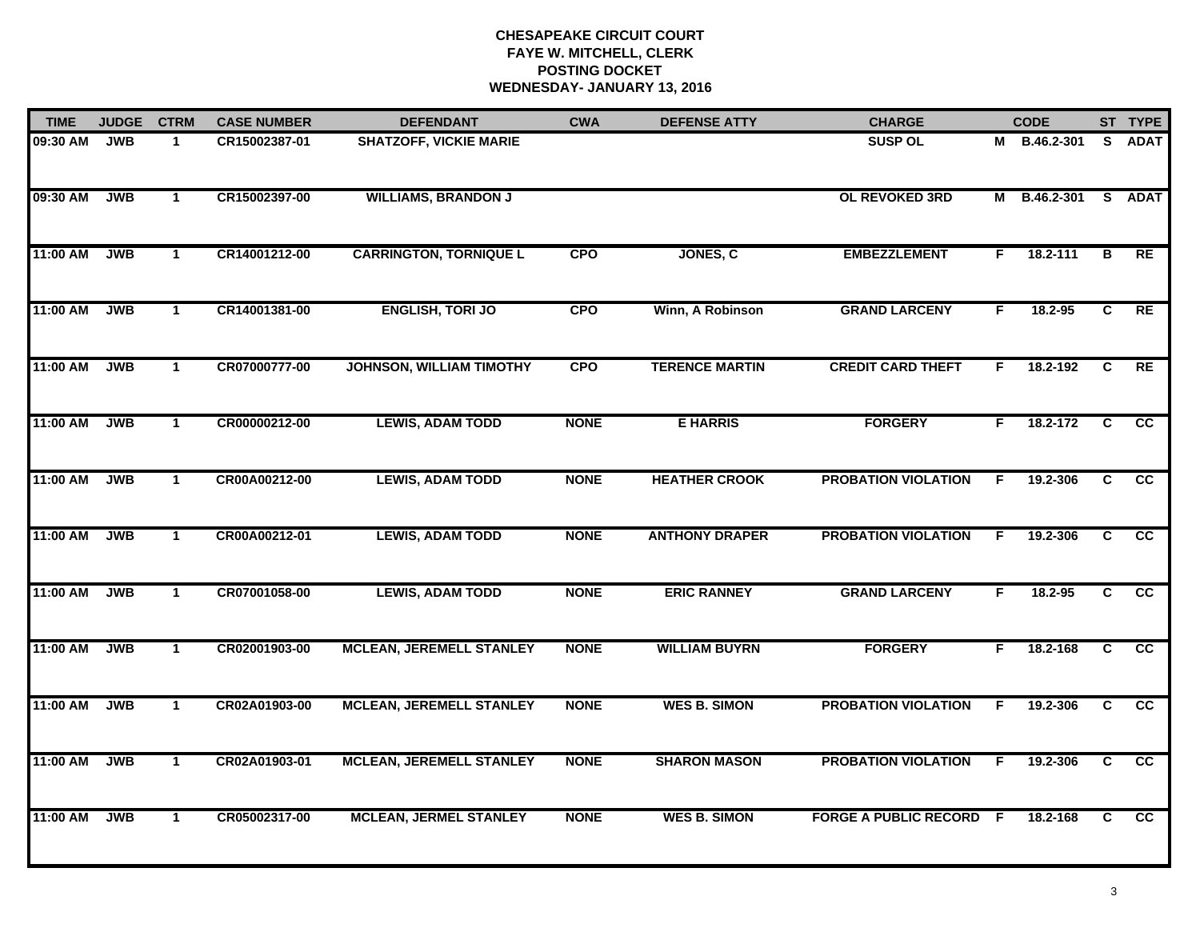# CHESAPEAKE CIRCUIT COURT
## FAYE W. MITCHELL, CLERK
## POSTING DOCKET
## WEDNESDAY- JANUARY 13, 2016

| TIME | JUDGE | CTRM | CASE NUMBER | DEFENDANT | CWA | DEFENSE ATTY | CHARGE | | CODE | ST | TYPE |
|---|---|---|---|---|---|---|---|---|---|---|---|
| 09:30 AM | JWB | 1 | CR15002387-01 | SHATZOFF, VICKIE MARIE | | | SUSP OL | M | B.46.2-301 | S | ADAT |
| 09:30 AM | JWB | 1 | CR15002397-00 | WILLIAMS, BRANDON J | | | OL REVOKED 3RD | M | B.46.2-301 | S | ADAT |
| 11:00 AM | JWB | 1 | CR14001212-00 | CARRINGTON, TORNIQUE L | CPO | JONES, C | EMBEZZLEMENT | F | 18.2-111 | B | RE |
| 11:00 AM | JWB | 1 | CR14001381-00 | ENGLISH, TORI JO | CPO | Winn, A Robinson | GRAND LARCENY | F | 18.2-95 | C | RE |
| 11:00 AM | JWB | 1 | CR07000777-00 | JOHNSON, WILLIAM TIMOTHY | CPO | TERENCE MARTIN | CREDIT CARD THEFT | F | 18.2-192 | C | RE |
| 11:00 AM | JWB | 1 | CR00000212-00 | LEWIS, ADAM TODD | NONE | E HARRIS | FORGERY | F | 18.2-172 | C | CC |
| 11:00 AM | JWB | 1 | CR00A00212-00 | LEWIS, ADAM TODD | NONE | HEATHER CROOK | PROBATION VIOLATION | F | 19.2-306 | C | CC |
| 11:00 AM | JWB | 1 | CR00A00212-01 | LEWIS, ADAM TODD | NONE | ANTHONY DRAPER | PROBATION VIOLATION | F | 19.2-306 | C | CC |
| 11:00 AM | JWB | 1 | CR07001058-00 | LEWIS, ADAM TODD | NONE | ERIC RANNEY | GRAND LARCENY | F | 18.2-95 | C | CC |
| 11:00 AM | JWB | 1 | CR02001903-00 | MCLEAN, JEREMELL STANLEY | NONE | WILLIAM BUYRN | FORGERY | F | 18.2-168 | C | CC |
| 11:00 AM | JWB | 1 | CR02A01903-00 | MCLEAN, JEREMELL STANLEY | NONE | WES B. SIMON | PROBATION VIOLATION | F | 19.2-306 | C | CC |
| 11:00 AM | JWB | 1 | CR02A01903-01 | MCLEAN, JEREMELL STANLEY | NONE | SHARON MASON | PROBATION VIOLATION | F | 19.2-306 | C | CC |
| 11:00 AM | JWB | 1 | CR05002317-00 | MCLEAN, JERMEL STANLEY | NONE | WES B. SIMON | FORGE A PUBLIC RECORD | F | 18.2-168 | C | CC |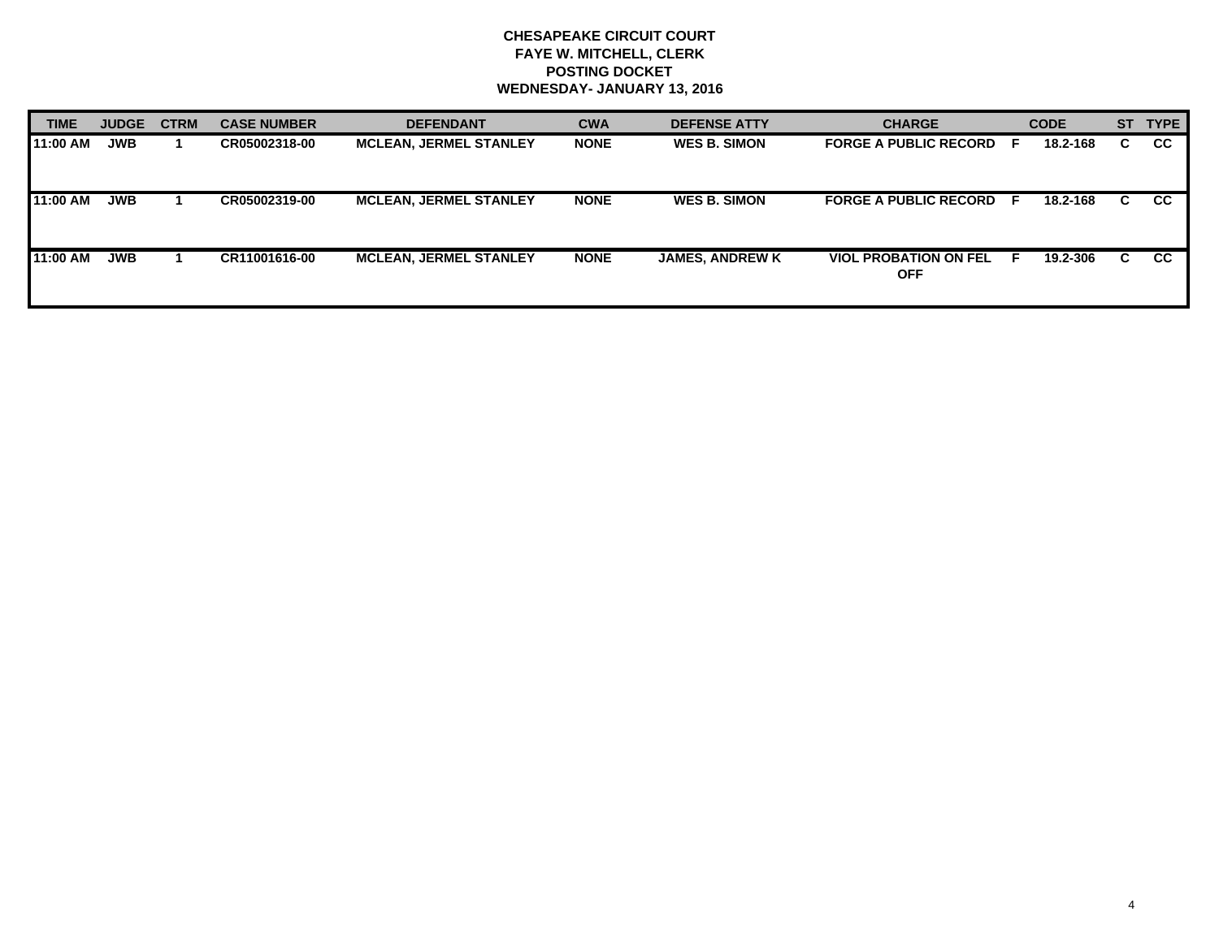**CHESAPEAKE CIRCUIT COURT**
**FAYE W. MITCHELL, CLERK**
**POSTING DOCKET**
**WEDNESDAY- JANUARY 13, 2016**

| TIME | JUDGE | CTRM | CASE NUMBER | DEFENDANT | CWA | DEFENSE ATTY | CHARGE | | CODE | ST | TYPE |
|---|---|---|---|---|---|---|---|---|---|---|---|
| 11:00 AM | JWB | 1 | CR05002318-00 | MCLEAN, JERMEL STANLEY | NONE | WES B. SIMON | FORGE A PUBLIC RECORD | F | 18.2-168 | C | CC |
| 11:00 AM | JWB | 1 | CR05002319-00 | MCLEAN, JERMEL STANLEY | NONE | WES B. SIMON | FORGE A PUBLIC RECORD | F | 18.2-168 | C | CC |
| 11:00 AM | JWB | 1 | CR11001616-00 | MCLEAN, JERMEL STANLEY | NONE | JAMES, ANDREW K | VIOL PROBATION ON FEL OFF | F | 19.2-306 | C | CC |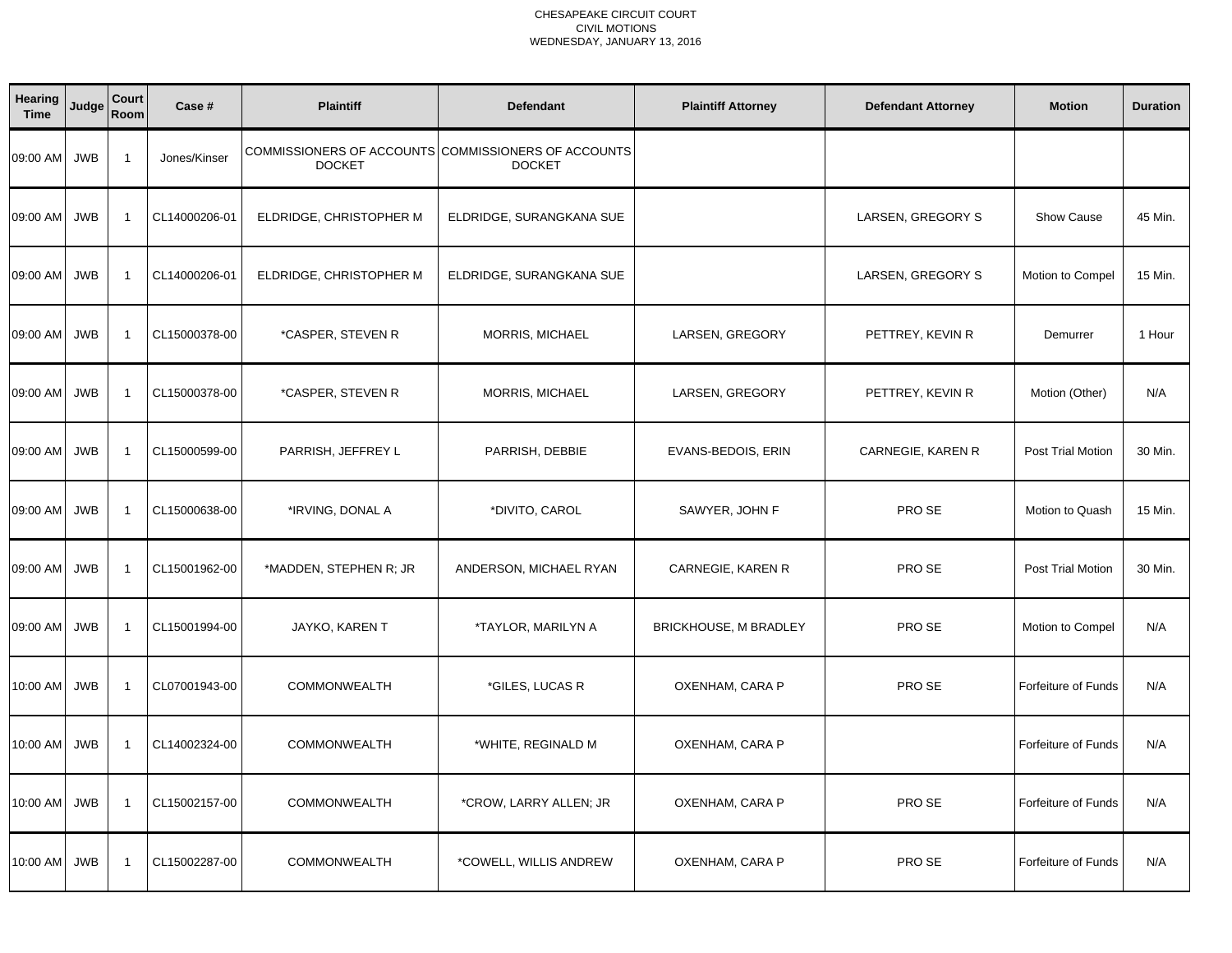CHESAPEAKE CIRCUIT COURT
CIVIL MOTIONS
WEDNESDAY, JANUARY 13, 2016

| Hearing Time | Judge | Court Room | Case # | Plaintiff | Defendant | Plaintiff Attorney | Defendant Attorney | Motion | Duration |
|---|---|---|---|---|---|---|---|---|---|
| 09:00 AM | JWB | 1 | Jones/Kinser | COMMISSIONERS OF ACCOUNTS DOCKET | COMMISSIONERS OF ACCOUNTS DOCKET | | | | |
| 09:00 AM | JWB | 1 | CL14000206-01 | ELDRIDGE, CHRISTOPHER M | ELDRIDGE, SURANGKANA SUE | | LARSEN, GREGORY S | Show Cause | 45 Min. |
| 09:00 AM | JWB | 1 | CL14000206-01 | ELDRIDGE, CHRISTOPHER M | ELDRIDGE, SURANGKANA SUE | | LARSEN, GREGORY S | Motion to Compel | 15 Min. |
| 09:00 AM | JWB | 1 | CL15000378-00 | *CASPER, STEVEN R | MORRIS, MICHAEL | LARSEN, GREGORY | PETTREY, KEVIN R | Demurrer | 1 Hour |
| 09:00 AM | JWB | 1 | CL15000378-00 | *CASPER, STEVEN R | MORRIS, MICHAEL | LARSEN, GREGORY | PETTREY, KEVIN R | Motion (Other) | N/A |
| 09:00 AM | JWB | 1 | CL15000599-00 | PARRISH, JEFFREY L | PARRISH, DEBBIE | EVANS-BEDOIS, ERIN | CARNEGIE, KAREN R | Post Trial Motion | 30 Min. |
| 09:00 AM | JWB | 1 | CL15000638-00 | *IRVING, DONAL A | *DIVITO, CAROL | SAWYER, JOHN F | PRO SE | Motion to Quash | 15 Min. |
| 09:00 AM | JWB | 1 | CL15001962-00 | *MADDEN, STEPHEN R; JR | ANDERSON, MICHAEL RYAN | CARNEGIE, KAREN R | PRO SE | Post Trial Motion | 30 Min. |
| 09:00 AM | JWB | 1 | CL15001994-00 | JAYKO, KAREN T | *TAYLOR, MARILYN A | BRICKHOUSE, M BRADLEY | PRO SE | Motion to Compel | N/A |
| 10:00 AM | JWB | 1 | CL07001943-00 | COMMONWEALTH | *GILES, LUCAS R | OXENHAM, CARA P | PRO SE | Forfeiture of Funds | N/A |
| 10:00 AM | JWB | 1 | CL14002324-00 | COMMONWEALTH | *WHITE, REGINALD M | OXENHAM, CARA P | | Forfeiture of Funds | N/A |
| 10:00 AM | JWB | 1 | CL15002157-00 | COMMONWEALTH | *CROW, LARRY ALLEN; JR | OXENHAM, CARA P | PRO SE | Forfeiture of Funds | N/A |
| 10:00 AM | JWB | 1 | CL15002287-00 | COMMONWEALTH | *COWELL, WILLIS ANDREW | OXENHAM, CARA P | PRO SE | Forfeiture of Funds | N/A |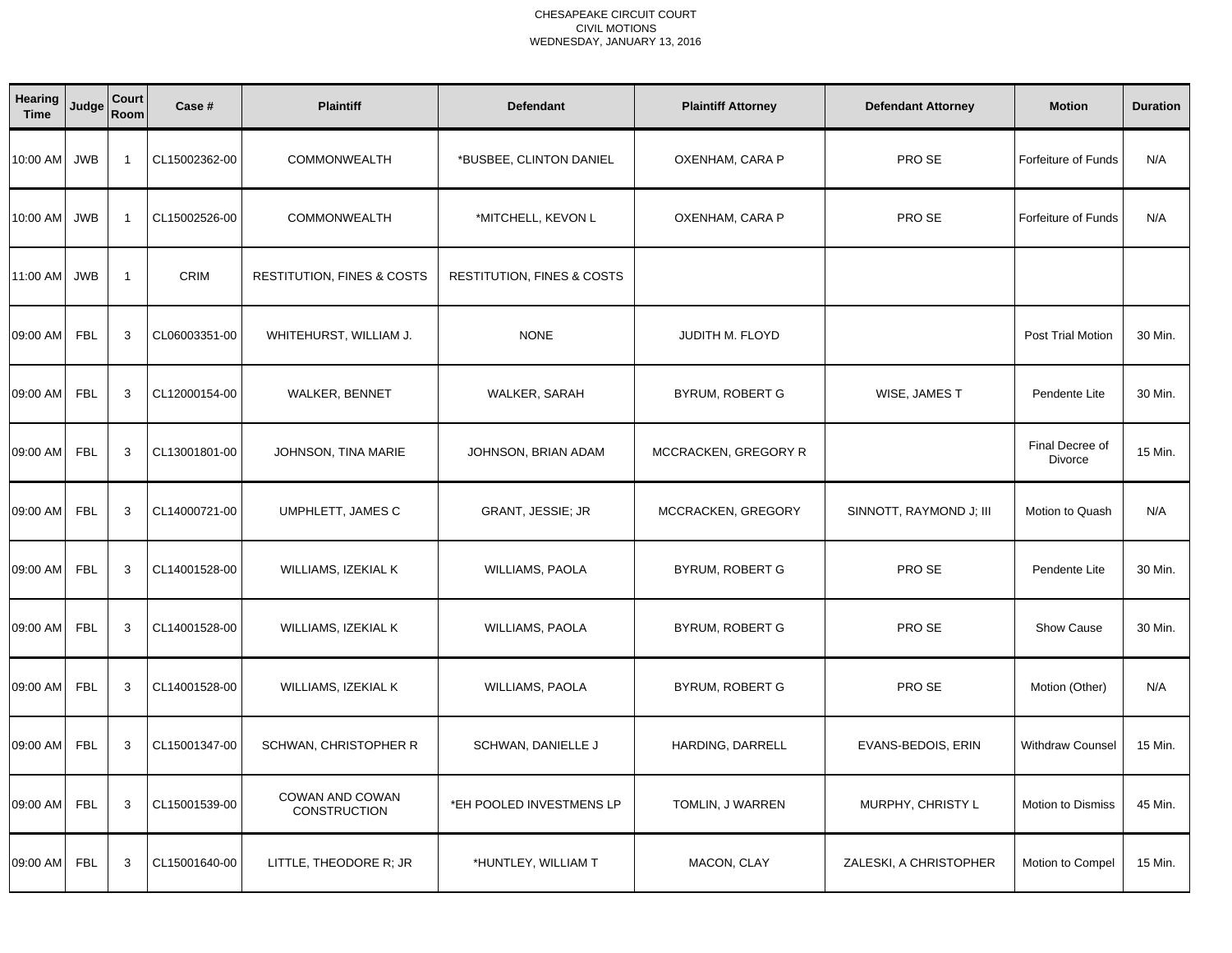CHESAPEAKE CIRCUIT COURT
CIVIL MOTIONS
WEDNESDAY, JANUARY 13, 2016

| Hearing Time | Judge | Court Room | Case # | Plaintiff | Defendant | Plaintiff Attorney | Defendant Attorney | Motion | Duration |
|---|---|---|---|---|---|---|---|---|---|
| 10:00 AM | JWB | 1 | CL15002362-00 | COMMONWEALTH | *BUSBEE, CLINTON DANIEL | OXENHAM, CARA P | PRO SE | Forfeiture of Funds | N/A |
| 10:00 AM | JWB | 1 | CL15002526-00 | COMMONWEALTH | *MITCHELL, KEVON L | OXENHAM, CARA P | PRO SE | Forfeiture of Funds | N/A |
| 11:00 AM | JWB | 1 | CRIM | RESTITUTION, FINES & COSTS | RESTITUTION, FINES & COSTS | | | | |
| 09:00 AM | FBL | 3 | CL06003351-00 | WHITEHURST, WILLIAM J. | NONE | JUDITH M. FLOYD | | Post Trial Motion | 30 Min. |
| 09:00 AM | FBL | 3 | CL12000154-00 | WALKER, BENNET | WALKER, SARAH | BYRUM, ROBERT G | WISE, JAMES T | Pendente Lite | 30 Min. |
| 09:00 AM | FBL | 3 | CL13001801-00 | JOHNSON, TINA MARIE | JOHNSON, BRIAN ADAM | MCCRACKEN, GREGORY R | | Final Decree of Divorce | 15 Min. |
| 09:00 AM | FBL | 3 | CL14000721-00 | UMPHLETT, JAMES C | GRANT, JESSIE; JR | MCCRACKEN, GREGORY | SINNOTT, RAYMOND J; III | Motion to Quash | N/A |
| 09:00 AM | FBL | 3 | CL14001528-00 | WILLIAMS, IZEKIAL K | WILLIAMS, PAOLA | BYRUM, ROBERT G | PRO SE | Pendente Lite | 30 Min. |
| 09:00 AM | FBL | 3 | CL14001528-00 | WILLIAMS, IZEKIAL K | WILLIAMS, PAOLA | BYRUM, ROBERT G | PRO SE | Show Cause | 30 Min. |
| 09:00 AM | FBL | 3 | CL14001528-00 | WILLIAMS, IZEKIAL K | WILLIAMS, PAOLA | BYRUM, ROBERT G | PRO SE | Motion (Other) | N/A |
| 09:00 AM | FBL | 3 | CL15001347-00 | SCHWAN, CHRISTOPHER R | SCHWAN, DANIELLE J | HARDING, DARRELL | EVANS-BEDOIS, ERIN | Withdraw Counsel | 15 Min. |
| 09:00 AM | FBL | 3 | CL15001539-00 | COWAN AND COWAN CONSTRUCTION | *EH POOLED INVESTMENS LP | TOMLIN, J WARREN | MURPHY, CHRISTY L | Motion to Dismiss | 45 Min. |
| 09:00 AM | FBL | 3 | CL15001640-00 | LITTLE, THEODORE R; JR | *HUNTLEY, WILLIAM T | MACON, CLAY | ZALESKI, A CHRISTOPHER | Motion to Compel | 15 Min. |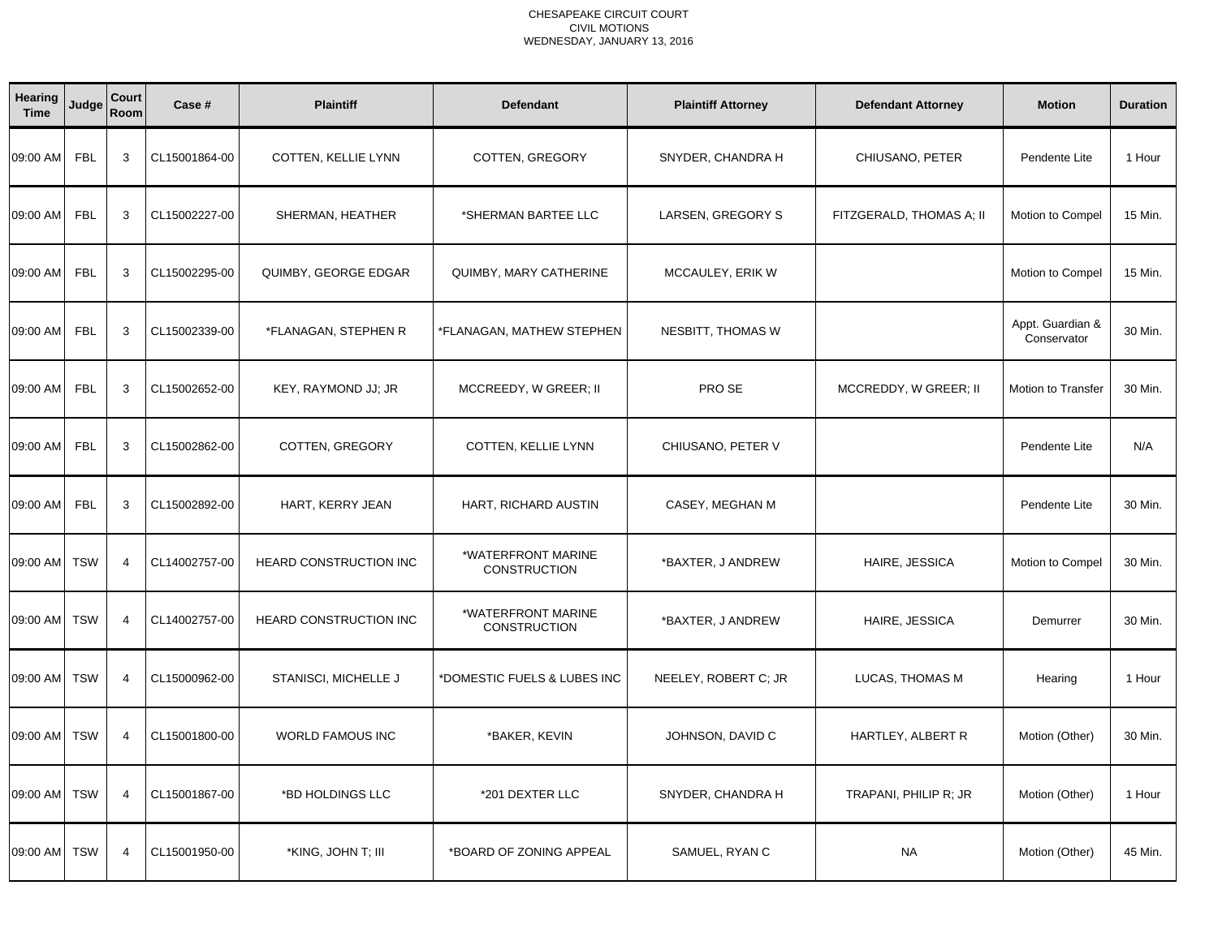CHESAPEAKE CIRCUIT COURT
CIVIL MOTIONS
WEDNESDAY, JANUARY 13, 2016

| Hearing Time | Judge | Court Room | Case # | Plaintiff | Defendant | Plaintiff Attorney | Defendant Attorney | Motion | Duration |
|---|---|---|---|---|---|---|---|---|---|
| 09:00 AM | FBL | 3 | CL15001864-00 | COTTEN, KELLIE LYNN | COTTEN, GREGORY | SNYDER, CHANDRA H | CHIUSANO, PETER | Pendente Lite | 1 Hour |
| 09:00 AM | FBL | 3 | CL15002227-00 | SHERMAN, HEATHER | *SHERMAN BARTEE LLC | LARSEN, GREGORY S | FITZGERALD, THOMAS A; II | Motion to Compel | 15 Min. |
| 09:00 AM | FBL | 3 | CL15002295-00 | QUIMBY, GEORGE EDGAR | QUIMBY, MARY CATHERINE | MCCAULEY, ERIK W | | Motion to Compel | 15 Min. |
| 09:00 AM | FBL | 3 | CL15002339-00 | *FLANAGAN, STEPHEN R | *FLANAGAN, MATHEW STEPHEN | NESBITT, THOMAS W | | Appt. Guardian & Conservator | 30 Min. |
| 09:00 AM | FBL | 3 | CL15002652-00 | KEY, RAYMOND JJ; JR | MCCREEDY, W GREER; II | PRO SE | MCCREDDY, W GREER; II | Motion to Transfer | 30 Min. |
| 09:00 AM | FBL | 3 | CL15002862-00 | COTTEN, GREGORY | COTTEN, KELLIE LYNN | CHIUSANO, PETER V | | Pendente Lite | N/A |
| 09:00 AM | FBL | 3 | CL15002892-00 | HART, KERRY JEAN | HART, RICHARD AUSTIN | CASEY, MEGHAN M | | Pendente Lite | 30 Min. |
| 09:00 AM | TSW | 4 | CL14002757-00 | HEARD CONSTRUCTION INC | *WATERFRONT MARINE CONSTRUCTION | *BAXTER, J ANDREW | HAIRE, JESSICA | Motion to Compel | 30 Min. |
| 09:00 AM | TSW | 4 | CL14002757-00 | HEARD CONSTRUCTION INC | *WATERFRONT MARINE CONSTRUCTION | *BAXTER, J ANDREW | HAIRE, JESSICA | Demurrer | 30 Min. |
| 09:00 AM | TSW | 4 | CL15000962-00 | STANISCI, MICHELLE J | *DOMESTIC FUELS & LUBES INC | NEELEY, ROBERT C; JR | LUCAS, THOMAS M | Hearing | 1 Hour |
| 09:00 AM | TSW | 4 | CL15001800-00 | WORLD FAMOUS INC | *BAKER, KEVIN | JOHNSON, DAVID C | HARTLEY, ALBERT R | Motion (Other) | 30 Min. |
| 09:00 AM | TSW | 4 | CL15001867-00 | *BD HOLDINGS LLC | *201 DEXTER LLC | SNYDER, CHANDRA H | TRAPANI, PHILIP R; JR | Motion (Other) | 1 Hour |
| 09:00 AM | TSW | 4 | CL15001950-00 | *KING, JOHN T; III | *BOARD OF ZONING APPEAL | SAMUEL, RYAN C | NA | Motion (Other) | 45 Min. |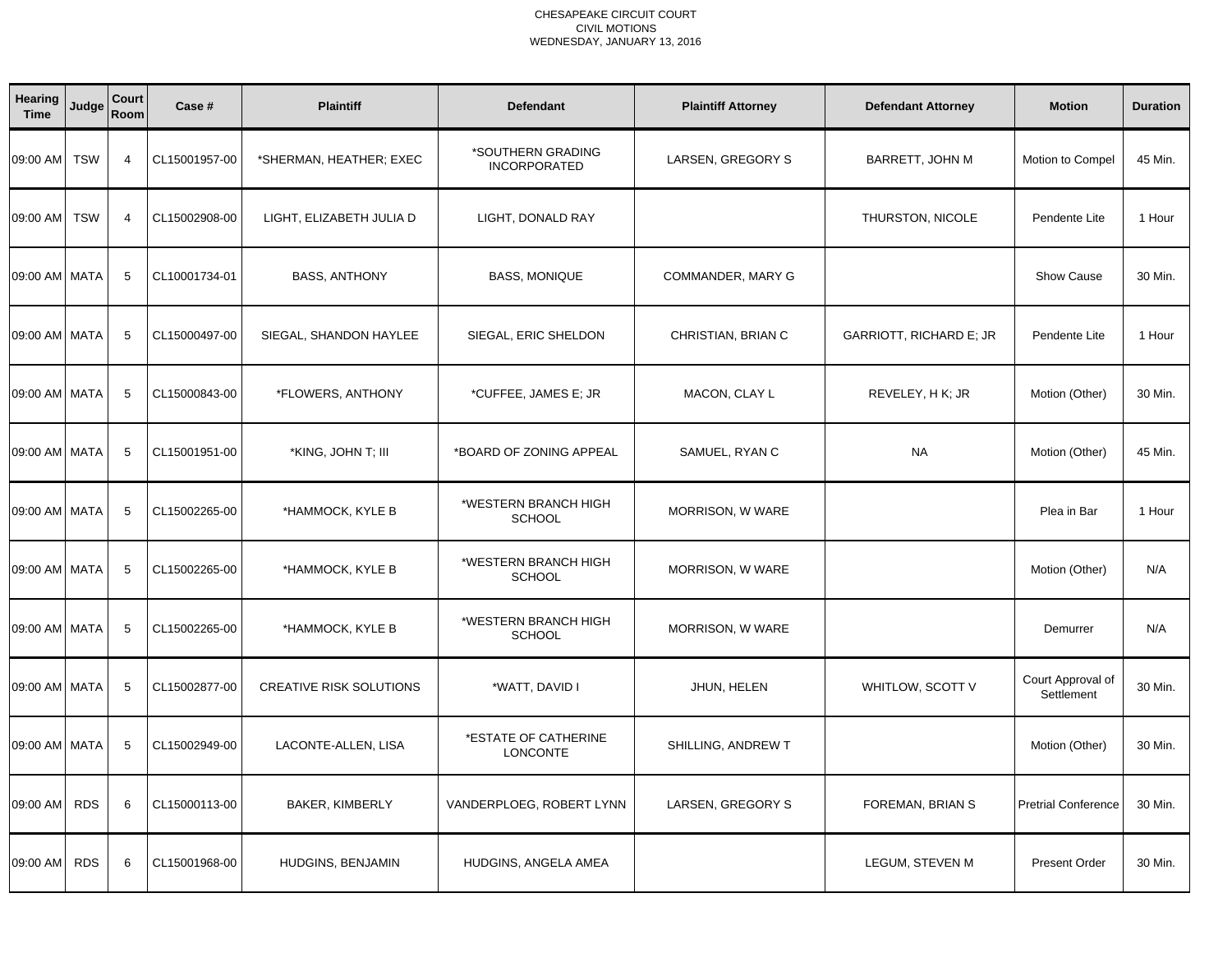CHESAPEAKE CIRCUIT COURT
CIVIL MOTIONS
WEDNESDAY, JANUARY 13, 2016

| Hearing Time | Judge | Court Room | Case # | Plaintiff | Defendant | Plaintiff Attorney | Defendant Attorney | Motion | Duration |
|---|---|---|---|---|---|---|---|---|---|
| 09:00 AM | TSW | 4 | CL15001957-00 | *SHERMAN, HEATHER; EXEC | *SOUTHERN GRADING INCORPORATED | LARSEN, GREGORY S | BARRETT, JOHN M | Motion to Compel | 45 Min. |
| 09:00 AM | TSW | 4 | CL15002908-00 | LIGHT, ELIZABETH JULIA D | LIGHT, DONALD RAY | | THURSTON, NICOLE | Pendente Lite | 1 Hour |
| 09:00 AM | MATA | 5 | CL10001734-01 | BASS, ANTHONY | BASS, MONIQUE | COMMANDER, MARY G | | Show Cause | 30 Min. |
| 09:00 AM | MATA | 5 | CL15000497-00 | SIEGAL, SHANDON HAYLEE | SIEGAL, ERIC SHELDON | CHRISTIAN, BRIAN C | GARRIOTT, RICHARD E; JR | Pendente Lite | 1 Hour |
| 09:00 AM | MATA | 5 | CL15000843-00 | *FLOWERS, ANTHONY | *CUFFEE, JAMES E; JR | MACON, CLAY L | REVELEY, H K; JR | Motion (Other) | 30 Min. |
| 09:00 AM | MATA | 5 | CL15001951-00 | *KING, JOHN T; III | *BOARD OF ZONING APPEAL | SAMUEL, RYAN C | NA | Motion (Other) | 45 Min. |
| 09:00 AM | MATA | 5 | CL15002265-00 | *HAMMOCK, KYLE B | *WESTERN BRANCH HIGH SCHOOL | MORRISON, W WARE | | Plea in Bar | 1 Hour |
| 09:00 AM | MATA | 5 | CL15002265-00 | *HAMMOCK, KYLE B | *WESTERN BRANCH HIGH SCHOOL | MORRISON, W WARE | | Motion (Other) | N/A |
| 09:00 AM | MATA | 5 | CL15002265-00 | *HAMMOCK, KYLE B | *WESTERN BRANCH HIGH SCHOOL | MORRISON, W WARE | | Demurrer | N/A |
| 09:00 AM | MATA | 5 | CL15002877-00 | CREATIVE RISK SOLUTIONS | *WATT, DAVID I | JHUN, HELEN | WHITLOW, SCOTT V | Court Approval of Settlement | 30 Min. |
| 09:00 AM | MATA | 5 | CL15002949-00 | LACONTE-ALLEN, LISA | *ESTATE OF CATHERINE LONCONTE | SHILLING, ANDREW T | | Motion (Other) | 30 Min. |
| 09:00 AM | RDS | 6 | CL15000113-00 | BAKER, KIMBERLY | VANDERPLOEG, ROBERT LYNN | LARSEN, GREGORY S | FOREMAN, BRIAN S | Pretrial Conference | 30 Min. |
| 09:00 AM | RDS | 6 | CL15001968-00 | HUDGINS, BENJAMIN | HUDGINS, ANGELA AMEA | | LEGUM, STEVEN M | Present Order | 30 Min. |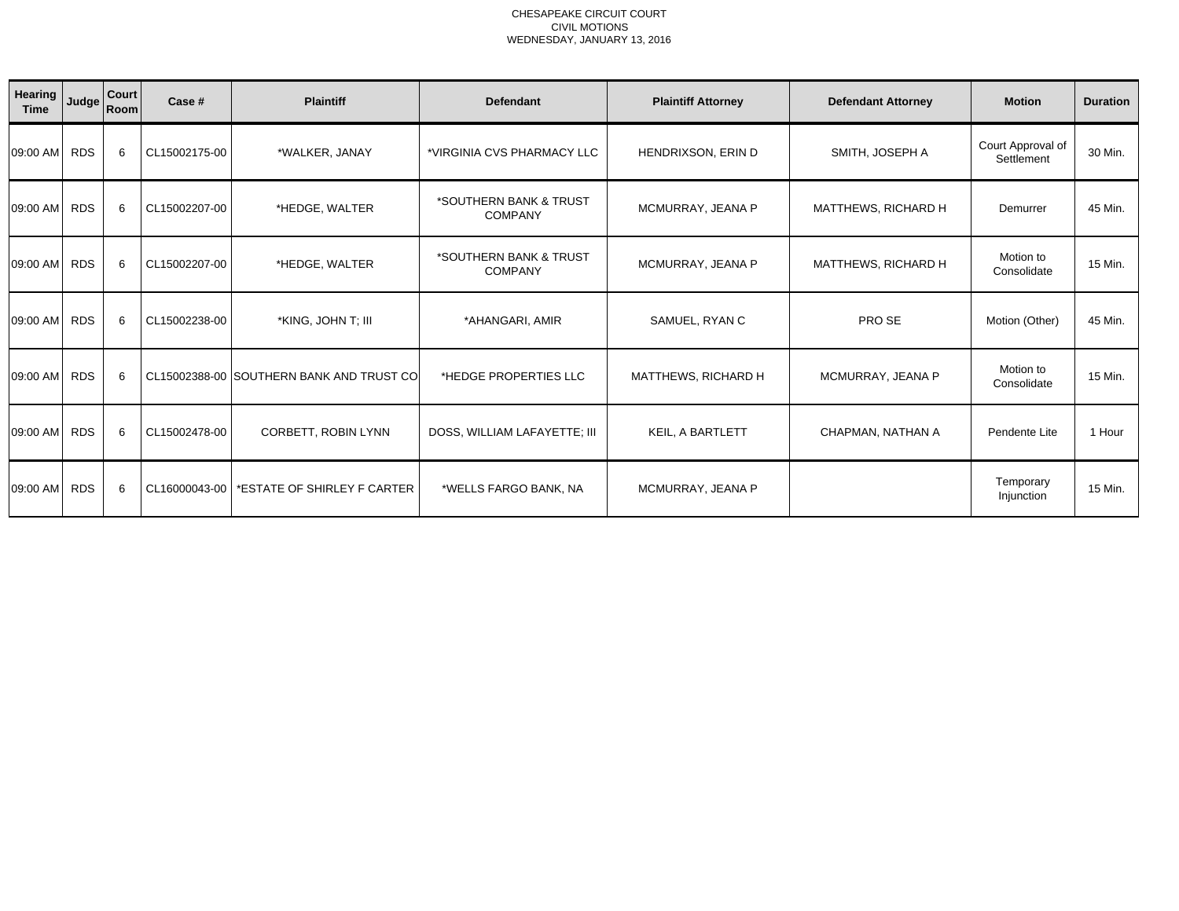CHESAPEAKE CIRCUIT COURT
CIVIL MOTIONS
WEDNESDAY, JANUARY 13, 2016

| Hearing Time | Judge | Court Room | Case # | Plaintiff | Defendant | Plaintiff Attorney | Defendant Attorney | Motion | Duration |
|---|---|---|---|---|---|---|---|---|---|
| 09:00 AM | RDS | 6 | CL15002175-00 | *WALKER, JANAY | *VIRGINIA CVS PHARMACY LLC | HENDRIXSON, ERIN D | SMITH, JOSEPH A | Court Approval of Settlement | 30 Min. |
| 09:00 AM | RDS | 6 | CL15002207-00 | *HEDGE, WALTER | *SOUTHERN BANK & TRUST COMPANY | MCMURRAY, JEANA P | MATTHEWS, RICHARD H | Demurrer | 45 Min. |
| 09:00 AM | RDS | 6 | CL15002207-00 | *HEDGE, WALTER | *SOUTHERN BANK & TRUST COMPANY | MCMURRAY, JEANA P | MATTHEWS, RICHARD H | Motion to Consolidate | 15 Min. |
| 09:00 AM | RDS | 6 | CL15002238-00 | *KING, JOHN T; III | *AHANGARI, AMIR | SAMUEL, RYAN C | PRO SE | Motion (Other) | 45 Min. |
| 09:00 AM | RDS | 6 | CL15002388-00 | SOUTHERN BANK AND TRUST CO | *HEDGE PROPERTIES LLC | MATTHEWS, RICHARD H | MCMURRAY, JEANA P | Motion to Consolidate | 15 Min. |
| 09:00 AM | RDS | 6 | CL15002478-00 | CORBETT, ROBIN LYNN | DOSS, WILLIAM LAFAYETTE; III | KEIL, A BARTLETT | CHAPMAN, NATHAN A | Pendente Lite | 1 Hour |
| 09:00 AM | RDS | 6 | CL16000043-00 | *ESTATE OF SHIRLEY F CARTER | *WELLS FARGO BANK, NA | MCMURRAY, JEANA P | | Temporary Injunction | 15 Min. |